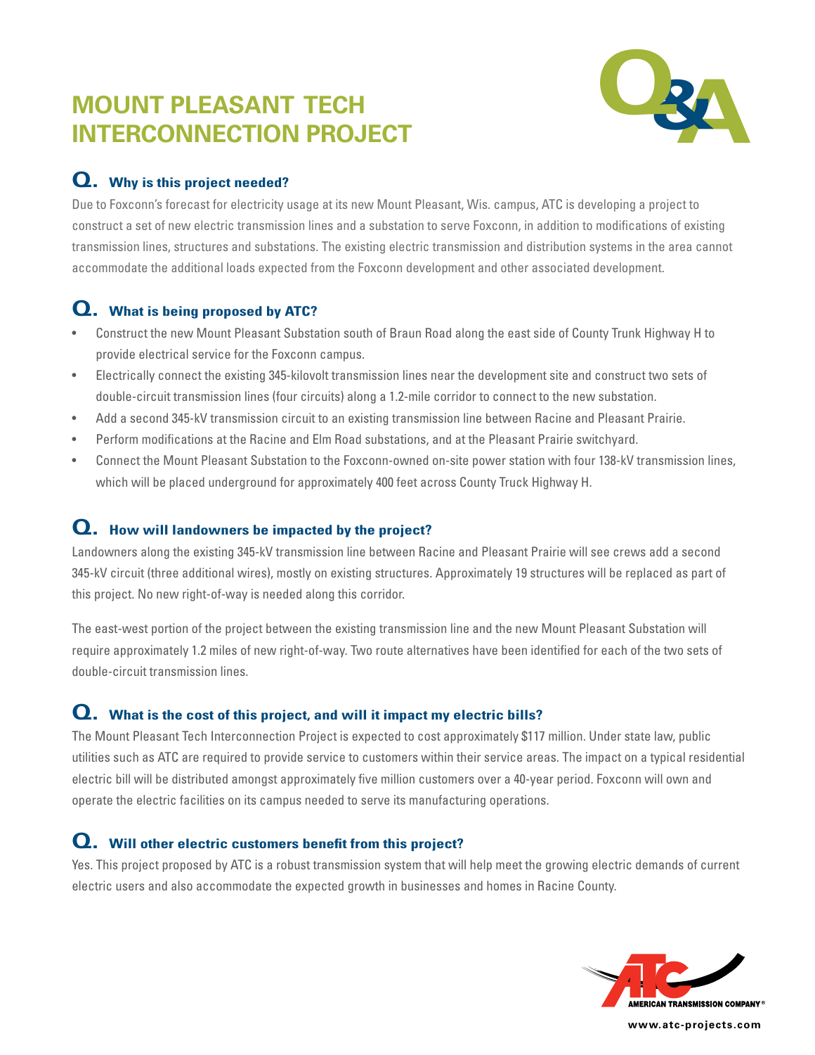# MOUNT PLEASANT TECH INTERCONNECTION PROJECT

Q&A

## Q. Why is this project needed?

Due to Foxconn's forecast for electricity usage at its new Mount Pleasant, Wis. campus, ATC is developing a project to construct a set of new electric transmission lines and a substation to serve Foxconn, in addition to modifications of existing transmission lines, structures and substations. The existing electric transmission and distribution systems in the area cannot accommodate the additional loads expected from the Foxconn development and other associated development.

## Q. What is being proposed by ATC?

- Construct the new Mount Pleasant Substation south of Braun Road along the east side of County Trunk Highway H to provide electrical service for the Foxconn campus.
- Electrically connect the existing 345-kilovolt transmission lines near the development site and construct two sets of double-circuit transmission lines (four circuits) along a 1.2-mile corridor to connect to the new substation.
- Add a second 345-kV transmission circuit to an existing transmission line between Racine and Pleasant Prairie.
- Perform modifications at the Racine and Elm Road substations, and at the Pleasant Prairie switchyard.
- Connect the Mount Pleasant Substation to the Foxconn-owned on-site power station with four 138-kV transmission lines, which will be placed underground for approximately 400 feet across County Truck Highway H.

## Q. How will landowners be impacted by the project?

Landowners along the existing 345-kV transmission line between Racine and Pleasant Prairie will see crews add a second 345-kV circuit (three additional wires), mostly on existing structures. Approximately 19 structures will be replaced as part of this project. No new right-of-way is needed along this corridor.

The east-west portion of the project between the existing transmission line and the new Mount Pleasant Substation will require approximately 1.2 miles of new right-of-way. Two route alternatives have been identified for each of the two sets of double-circuit transmission lines.

## Q. What is the cost of this project, and will it impact my electric bills?

The Mount Pleasant Tech Interconnection Project is expected to cost approximately $117 million. Under state law, public utilities such as ATC are required to provide service to customers within their service areas. The impact on a typical residential electric bill will be distributed amongst approximately five million customers over a 40-year period. Foxconn will own and operate the electric facilities on its campus needed to serve its manufacturing operations.

## Q. Will other electric customers benefit from this project?

Yes. This project proposed by ATC is a robust transmission system that will help meet the growing electric demands of current electric users and also accommodate the expected growth in businesses and homes in Racine County.

AMERICAN TRANSMISSION COMPANY®

www.atc-projects.com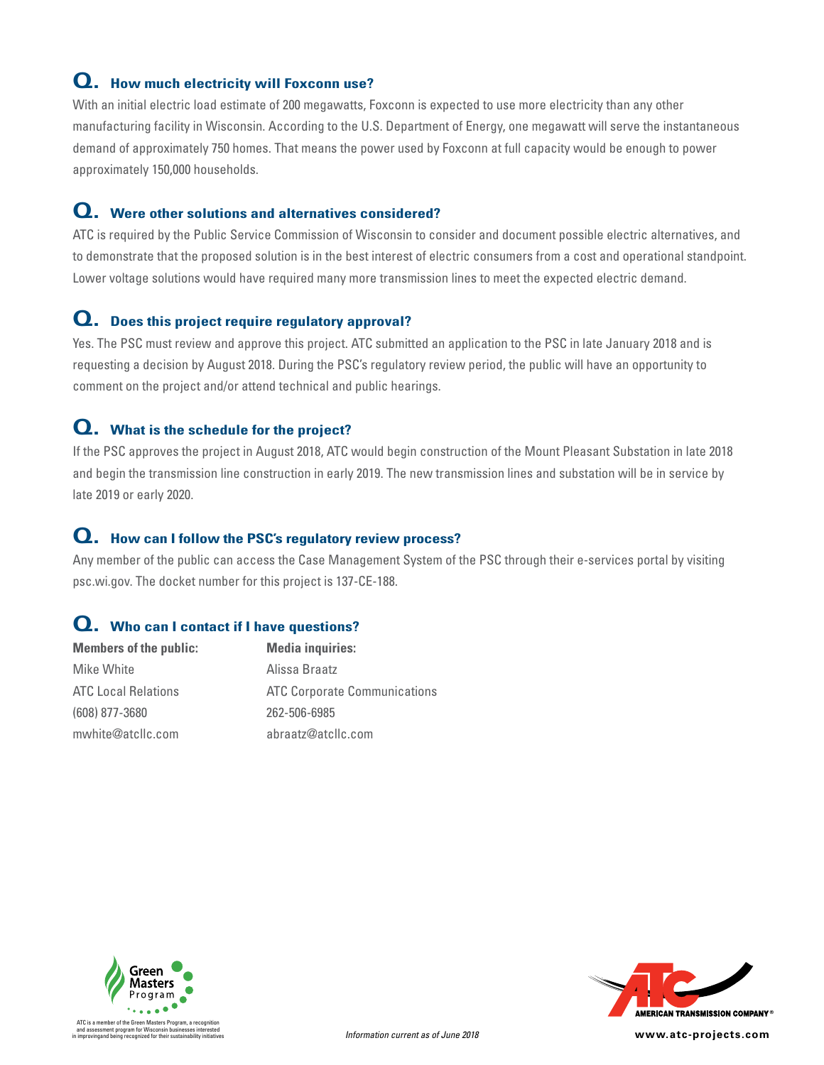## Q. How much electricity will Foxconn use?

With an initial electric load estimate of 200 megawatts, Foxconn is expected to use more electricity than any other manufacturing facility in Wisconsin. According to the U.S. Department of Energy, one megawatt will serve the instantaneous demand of approximately 750 homes. That means the power used by Foxconn at full capacity would be enough to power approximately 150,000 households.

## Q. Were other solutions and alternatives considered?

ATC is required by the Public Service Commission of Wisconsin to consider and document possible electric alternatives, and to demonstrate that the proposed solution is in the best interest of electric consumers from a cost and operational standpoint. Lower voltage solutions would have required many more transmission lines to meet the expected electric demand.

## Q. Does this project require regulatory approval?

Yes. The PSC must review and approve this project. ATC submitted an application to the PSC in late January 2018 and is requesting a decision by August 2018. During the PSC's regulatory review period, the public will have an opportunity to comment on the project and/or attend technical and public hearings.

## Q. What is the schedule for the project?

If the PSC approves the project in August 2018, ATC would begin construction of the Mount Pleasant Substation in late 2018 and begin the transmission line construction in early 2019. The new transmission lines and substation will be in service by late 2019 or early 2020.

## Q. How can I follow the PSC's regulatory review process?

Any member of the public can access the Case Management System of the PSC through their e-services portal by visiting psc.wi.gov. The docket number for this project is 137-CE-188.

## Q. Who can I contact if I have questions?

**Members of the public:**
Mike White
ATC Local Relations
(608) 877-3680
mwhite@atcllc.com

**Media inquiries:**
Alissa Braatz
ATC Corporate Communications
262-506-6985
abraatz@atcllc.com

Green Masters Program

ATC is a member of the Green Masters Program, a recognition and assessment program for Wisconsin businesses interested in improvingand being recognized for their sustainability initiatives

*Information current as of June 2018*

AMERICAN TRANSMISSION COMPANY®

www.atc-projects.com